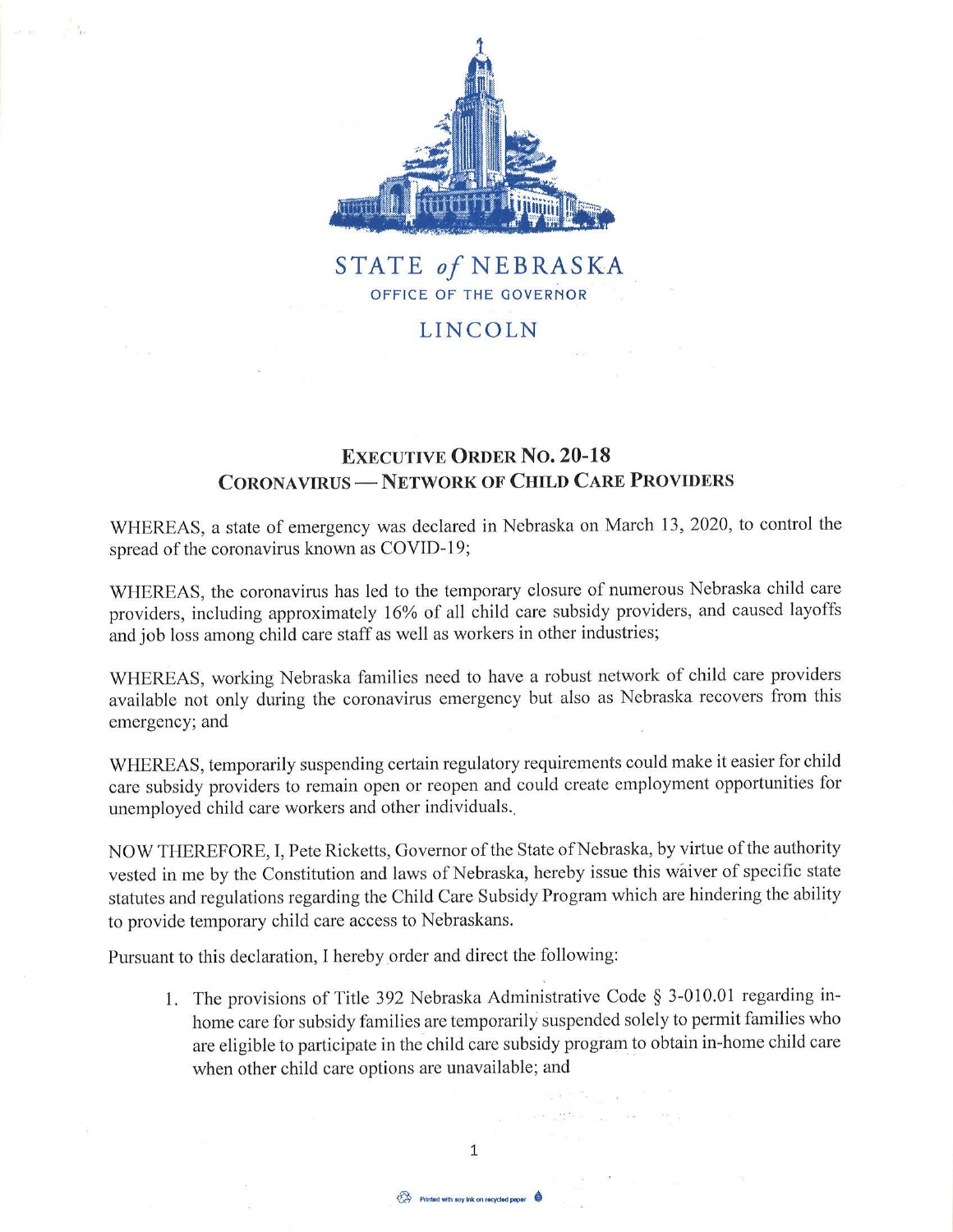STATE *of* NEBRASKA

OFFICE OF THE GOVERNOR

LINCOLN

## EXECUTIVE ORDER NO. 20-18
## CORONAVIRUS — NETWORK OF CHILD CARE PROVIDERS

WHEREAS, a state of emergency was declared in Nebraska on March 13, 2020, to control the spread of the coronavirus known as COVID-19;

WHEREAS, the coronavirus has led to the temporary closure of numerous Nebraska child care providers, including approximately 16% of all child care subsidy providers, and caused layoffs and job loss among child care staff as well as workers in other industries;

WHEREAS, working Nebraska families need to have a robust network of child care providers available not only during the coronavirus emergency but also as Nebraska recovers from this emergency; and

WHEREAS, temporarily suspending certain regulatory requirements could make it easier for child care subsidy providers to remain open or reopen and could create employment opportunities for unemployed child care workers and other individuals.

NOW THEREFORE, I, Pete Ricketts, Governor of the State of Nebraska, by virtue of the authority vested in me by the Constitution and laws of Nebraska, hereby issue this waiver of specific state statutes and regulations regarding the Child Care Subsidy Program which are hindering the ability to provide temporary child care access to Nebraskans.

Pursuant to this declaration, I hereby order and direct the following:

1. The provisions of Title 392 Nebraska Administrative Code § 3-010.01 regarding in-home care for subsidy families are temporarily suspended solely to permit families who are eligible to participate in the child care subsidy program to obtain in-home child care when other child care options are unavailable; and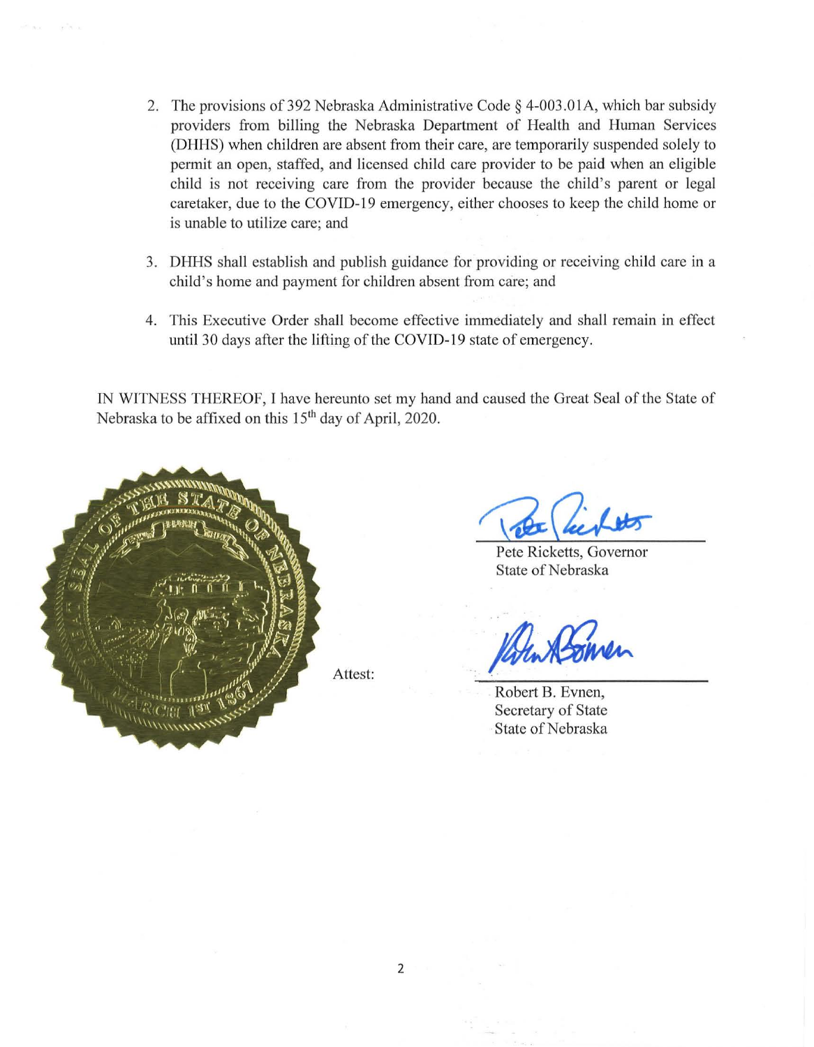2. The provisions of 392 Nebraska Administrative Code § 4-003.01A, which bar subsidy providers from billing the Nebraska Department of Health and Human Services (DHHS) when children are absent from their care, are temporarily suspended solely to permit an open, staffed, and licensed child care provider to be paid when an eligible child is not receiving care from the provider because the child's parent or legal caretaker, due to the COVID-19 emergency, either chooses to keep the child home or is unable to utilize care; and

3. DHHS shall establish and publish guidance for providing or receiving child care in a child's home and payment for children absent from care; and

4. This Executive Order shall become effective immediately and shall remain in effect until 30 days after the lifting of the COVID-19 state of emergency.

IN WITNESS THEREOF, I have hereunto set my hand and caused the Great Seal of the State of Nebraska to be affixed on this 15th day of April, 2020.

Pete Ricketts, Governor
State of Nebraska

Attest:

Robert B. Evnen,
Secretary of State
State of Nebraska